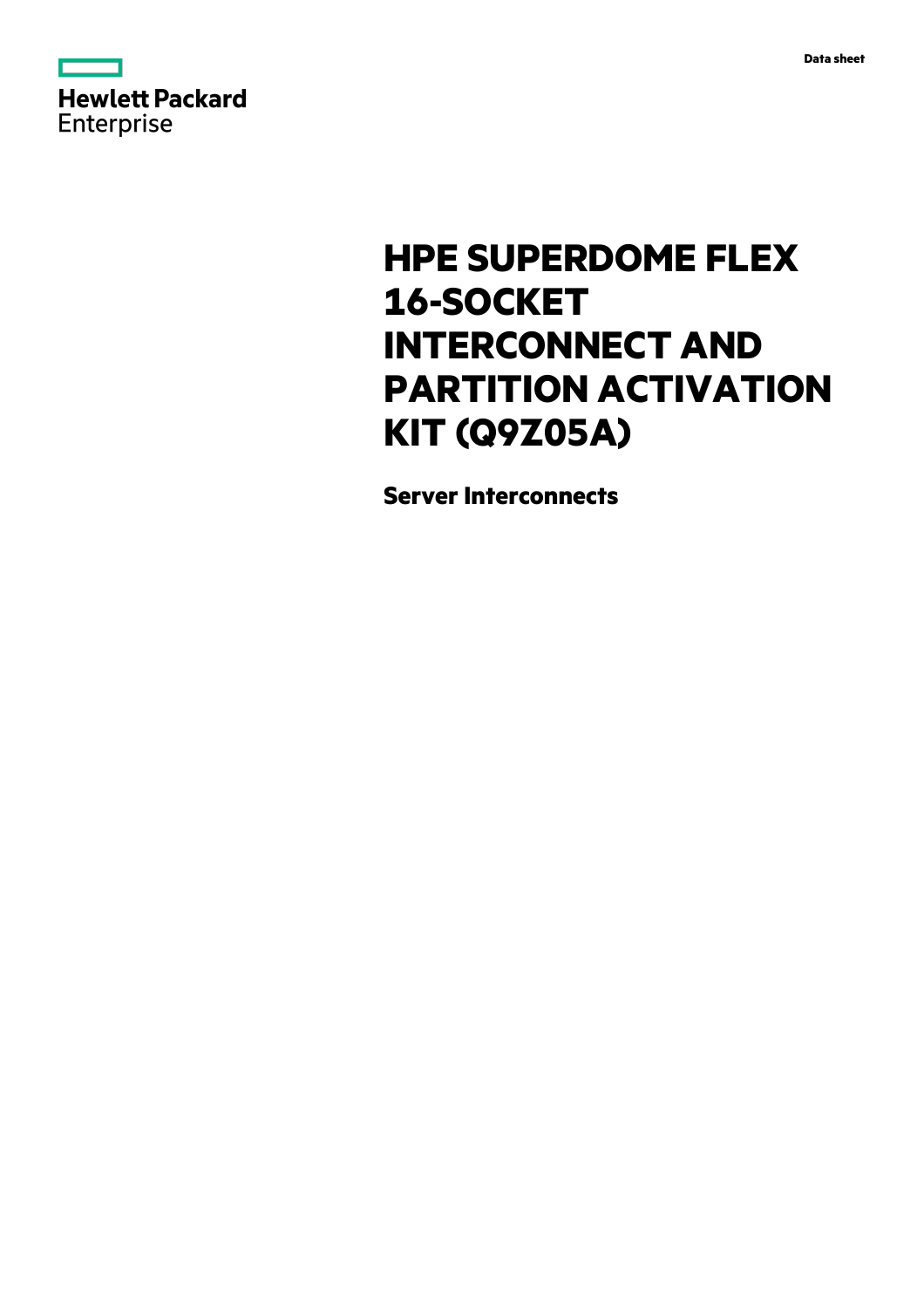Data sheet

Hewlett Packard Enterprise

# HPE SUPERDOME FLEX 16-SOCKET INTERCONNECT AND PARTITION ACTIVATION KIT (Q9Z05A)

## Server Interconnects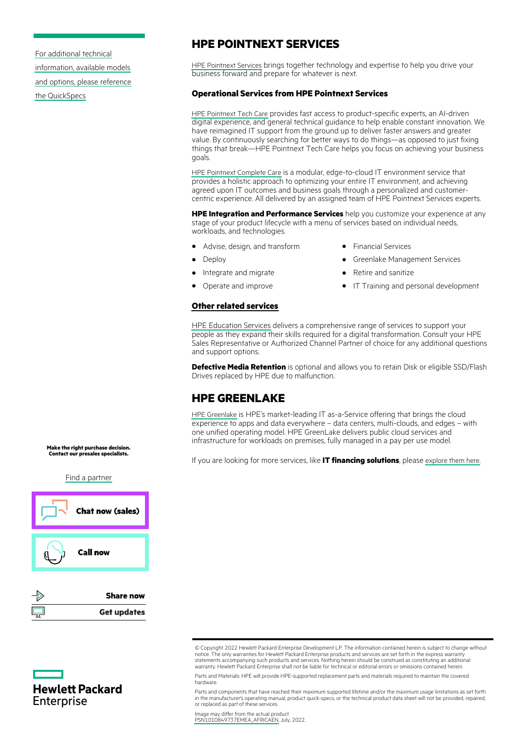For additional technical information, available models and options, please reference the QuickSpecs

## HPE POINTNEXT SERVICES

HPE Pointnext Services brings together technology and expertise to help you drive your business forward and prepare for whatever is next.

### Operational Services from HPE Pointnext Services

HPE Pointnext Tech Care provides fast access to product-specific experts, an AI-driven digital experience, and general technical guidance to help enable constant innovation. We have reimagined IT support from the ground up to deliver faster answers and greater value. By continuously searching for better ways to do things—as opposed to just fixing things that break—HPE Pointnext Tech Care helps you focus on achieving your business goals.

HPE Pointnext Complete Care is a modular, edge-to-cloud IT environment service that provides a holistic approach to optimizing your entire IT environment, and achieving agreed upon IT outcomes and business goals through a personalized and customer-centric experience. All delivered by an assigned team of HPE Pointnext Services experts.

**HPE Integration and Performance Services** help you customize your experience at any stage of your product lifecycle with a menu of services based on individual needs, workloads, and technologies.

- Advise, design, and transform
- Deploy
- Integrate and migrate
- Operate and improve
- Financial Services
- Greenlake Management Services
- Retire and sanitize
- IT Training and personal development

### Other related services

HPE Education Services delivers a comprehensive range of services to support your people as they expand their skills required for a digital transformation. Consult your HPE Sales Representative or Authorized Channel Partner of choice for any additional questions and support options.

**Defective Media Retention** is optional and allows you to retain Disk or eligible SSD/Flash Drives replaced by HPE due to malfunction.

## HPE GREENLAKE

HPE Greenlake is HPE's market-leading IT as-a-Service offering that brings the cloud experience to apps and data everywhere – data centers, multi-clouds, and edges – with one unified operating model. HPE GreenLake delivers public cloud services and infrastructure for workloads on premises, fully managed in a pay per use model.

If you are looking for more services, like **IT financing solutions**, please explore them here.

**Make the right purchase decision. Contact our presales specialists.**

Find a partner

Chat now (sales)

Call now

Share now

Get updates

Hewlett Packard Enterprise

© Copyright 2022 Hewlett Packard Enterprise Development LP. The information contained herein is subject to change without notice. The only warranties for Hewlett Packard Enterprise products and services are set forth in the express warranty statements accompanying such products and services. Nothing herein should be construed as constituting an additional warranty. Hewlett Packard Enterprise shall not be liable for technical or editorial errors or omissions contained herein.

Parts and Materials: HPE will provide HPE-supported replacement parts and materials required to maintain the covered hardware.

Parts and components that have reached their maximum supported lifetime and/or the maximum usage limitations as set forth in the manufacturer's operating manual, product quick-specs, or the technical product data sheet will not be provided, repaired, or replaced as part of these services.

Image may differ from the actual product
PSN1010849737EMEA_AFRICAEN, July, 2022.